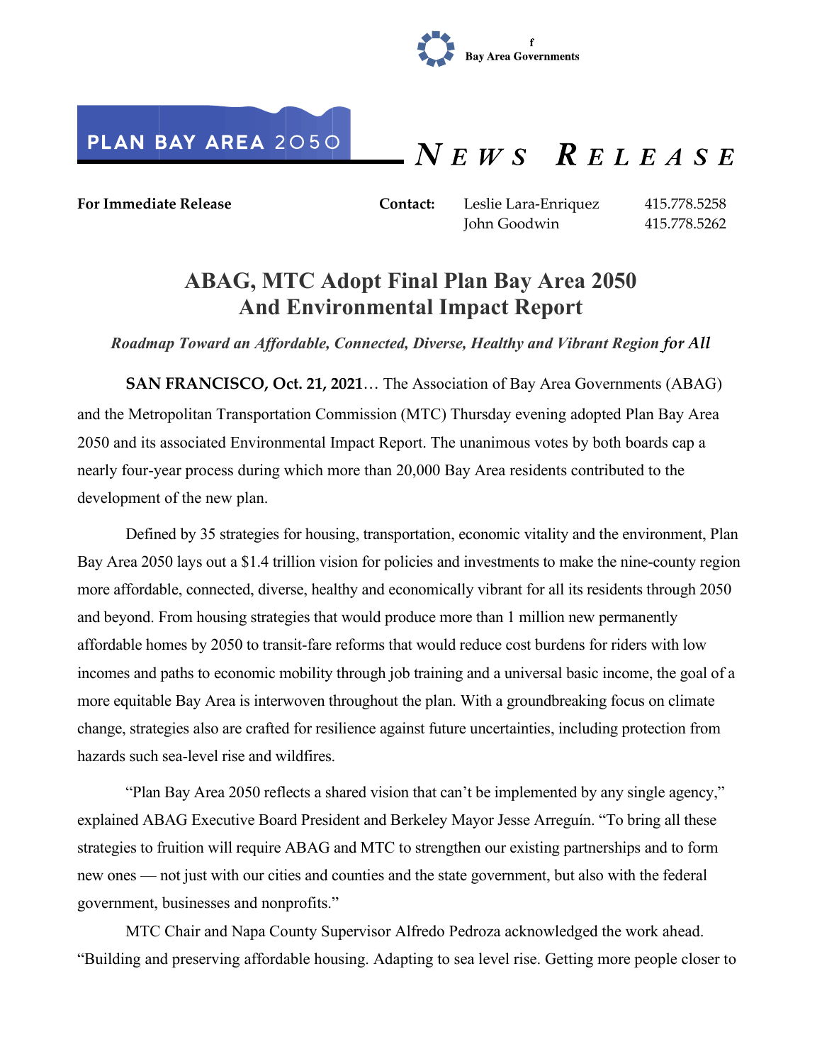f
**Bay Area Governments**

PLAN BAY AREA 2050

*NEWS RELEASE*

**For Immediate Release**

**Contact:** Leslie Lara-Enriquez 415.778.5258
John Goodwin 415.778.5262

# ABAG, MTC Adopt Final Plan Bay Area 2050 And Environmental Impact Report

***Roadmap Toward an Affordable, Connected, Diverse, Healthy and Vibrant Region for All***

**SAN FRANCISCO, Oct. 21, 2021**… The Association of Bay Area Governments (ABAG) and the Metropolitan Transportation Commission (MTC) Thursday evening adopted Plan Bay Area 2050 and its associated Environmental Impact Report. The unanimous votes by both boards cap a nearly four-year process during which more than 20,000 Bay Area residents contributed to the development of the new plan.

Defined by 35 strategies for housing, transportation, economic vitality and the environment, Plan Bay Area 2050 lays out a $1.4 trillion vision for policies and investments to make the nine-county region more affordable, connected, diverse, healthy and economically vibrant for all its residents through 2050 and beyond. From housing strategies that would produce more than 1 million new permanently affordable homes by 2050 to transit-fare reforms that would reduce cost burdens for riders with low incomes and paths to economic mobility through job training and a universal basic income, the goal of a more equitable Bay Area is interwoven throughout the plan. With a groundbreaking focus on climate change, strategies also are crafted for resilience against future uncertainties, including protection from hazards such sea-level rise and wildfires.

"Plan Bay Area 2050 reflects a shared vision that can't be implemented by any single agency," explained ABAG Executive Board President and Berkeley Mayor Jesse Arreguín. "To bring all these strategies to fruition will require ABAG and MTC to strengthen our existing partnerships and to form new ones — not just with our cities and counties and the state government, but also with the federal government, businesses and nonprofits."

MTC Chair and Napa County Supervisor Alfredo Pedroza acknowledged the work ahead. "Building and preserving affordable housing. Adapting to sea level rise. Getting more people closer to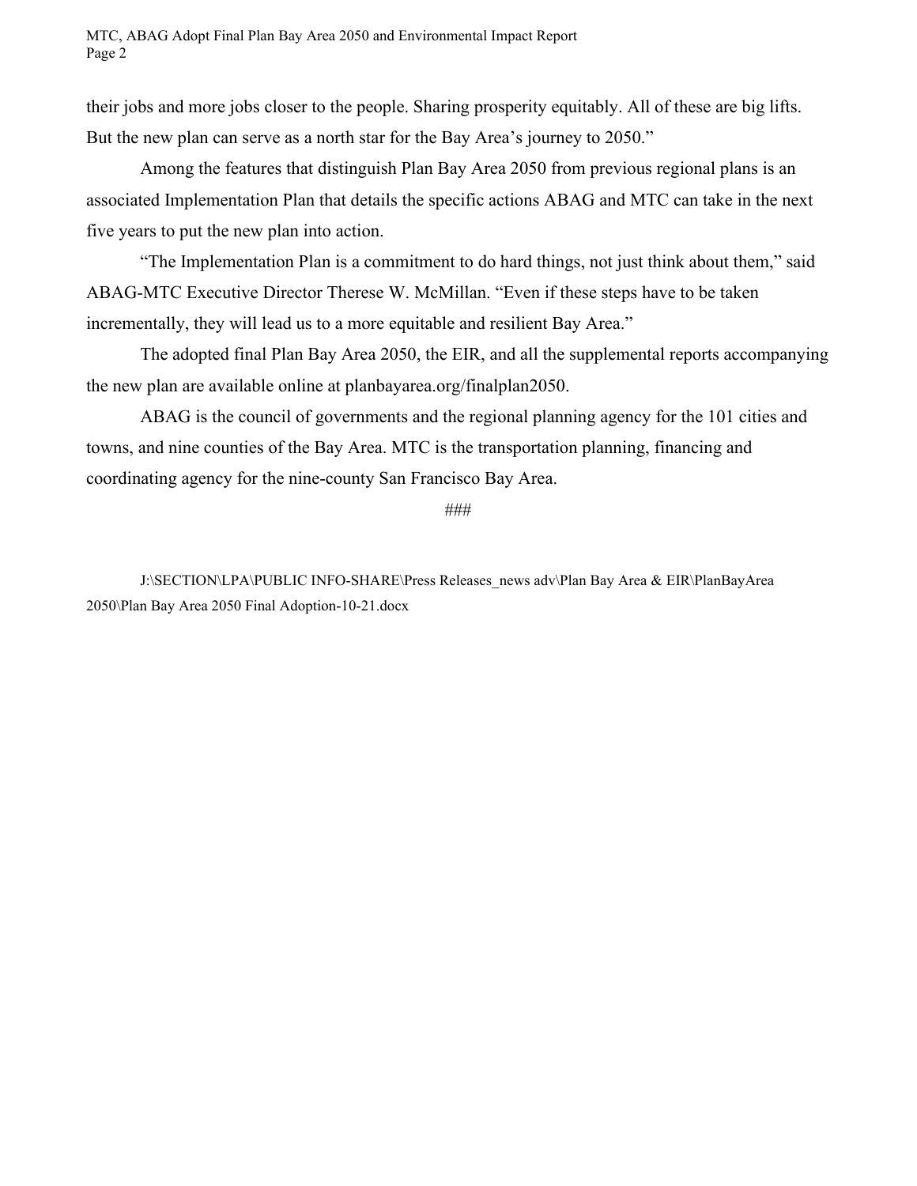their jobs and more jobs closer to the people. Sharing prosperity equitably. All of these are big lifts. But the new plan can serve as a north star for the Bay Area's journey to 2050."

Among the features that distinguish Plan Bay Area 2050 from previous regional plans is an associated Implementation Plan that details the specific actions ABAG and MTC can take in the next five years to put the new plan into action.

"The Implementation Plan is a commitment to do hard things, not just think about them," said ABAG-MTC Executive Director Therese W. McMillan. "Even if these steps have to be taken incrementally, they will lead us to a more equitable and resilient Bay Area."

The adopted final Plan Bay Area 2050, the EIR, and all the supplemental reports accompanying the new plan are available online at planbayarea.org/finalplan2050.

ABAG is the council of governments and the regional planning agency for the 101 cities and towns, and nine counties of the Bay Area. MTC is the transportation planning, financing and coordinating agency for the nine-county San Francisco Bay Area.

###

J:\SECTION\LPA\PUBLIC INFO-SHARE\Press Releases_news adv\Plan Bay Area & EIR\PlanBayArea 2050\Plan Bay Area 2050 Final Adoption-10-21.docx